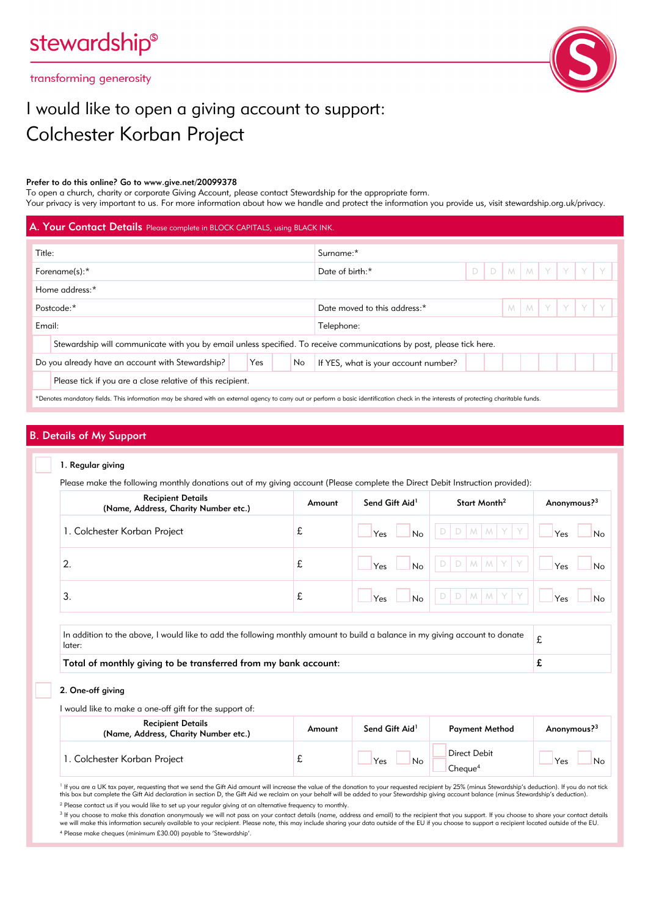stewardship®

transforming generosity

# I would like to open a giving account to support:

# Colchester Korban Project

**Prefer to do this online? Go to www.give.net/20099378**

To open a church, charity or corporate Giving Account, please contact Stewardship for the appropriate form.

Your privacy is very important to us. For more information about how we handle and protect the information you provide us, visit stewardship.org.uk/privacy.

## A. Your Contact Details

Please complete in BLOCK CAPITALS, using BLACK INK.

| | |
|---|---|
| Title: | Surname:* |
| Forename(s):* | Date of birth:* D D M M Y Y Y Y |
| Home address:* | |
| Postcode:* | Date moved to this address:* M M Y Y Y Y |
| Email: | Telephone: |

☐ Stewardship will communicate with you by email unless specified. To receive communications by post, please tick here.

Do you already have an account with Stewardship? ☐ Yes ☐ No — If YES, what is your account number?

☐ Please tick if you are a close relative of this recipient.

*Denotes mandatory fields. This information may be shared with an external agency to carry out or perform a basic identification check in the interests of protecting charitable funds.

## B. Details of My Support

☐ **1. Regular giving**

Please make the following monthly donations out of my giving account (Please complete the Direct Debit Instruction provided):

| Recipient Details (Name, Address, Charity Number etc.) | Amount | Send Gift Aid[1] | Start Month[2] | Anonymous?[3] |
|---|---|---|---|---|
| 1. Colchester Korban Project | £ | ☐ Yes ☐ No | D D M M Y Y | ☐ Yes ☐ No |
| 2. | £ | ☐ Yes ☐ No | D D M M Y Y | ☐ Yes ☐ No |
| 3. | £ | ☐ Yes ☐ No | D D M M Y Y | ☐ Yes ☐ No |

| | |
|---|---|
| In addition to the above, I would like to add the following monthly amount to build a balance in my giving account to donate later: | £ |
| **Total of monthly giving to be transferred from my bank account:** | **£** |

☐ **2. One-off giving**

I would like to make a one-off gift for the support of:

| Recipient Details (Name, Address, Charity Number etc.) | Amount | Send Gift Aid[1] | Payment Method | Anonymous?[3] |
|---|---|---|---|---|
| 1. Colchester Korban Project | £ | ☐ Yes ☐ No | ☐ Direct Debit ☐ Cheque[4] | ☐ Yes ☐ No |

[1] If you are a UK tax payer, requesting that we send the Gift Aid amount will increase the value of the donation to your requested recipient by 25% (minus Stewardship's deduction). If you do not tick this box but complete the Gift Aid declaration in section D, the Gift Aid we reclaim on your behalf will be added to your Stewardship giving account balance (minus Stewardship's deduction).

[2] Please contact us if you would like to set up your regular giving at an alternative frequency to monthly.

[3] If you choose to make this donation anonymously we will not pass on your contact details (name, address and email) to the recipient that you support. If you choose to share your contact details we will make this information securely available to your recipient. Please note, this may include sharing your data outside of the EU if you choose to support a recipient located outside of the EU.

[4] Please make cheques (minimum £30.00) payable to 'Stewardship'.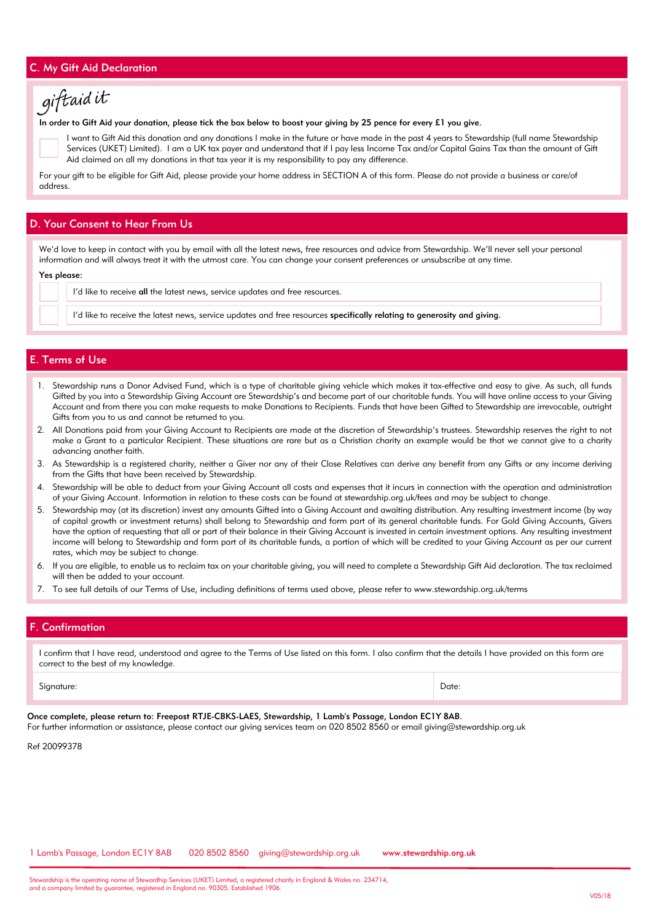## C. My Gift Aid Declaration

giftaid it

**In order to Gift Aid your donation, please tick the box below to boost your giving by 25 pence for every £1 you give.**

☐ I want to Gift Aid this donation and any donations I make in the future or have made in the past 4 years to Stewardship (full name Stewardship Services (UKET) Limited). I am a UK tax payer and understand that if I pay less Income Tax and/or Capital Gains Tax than the amount of Gift Aid claimed on all my donations in that tax year it is my responsibility to pay any difference.

For your gift to be eligible for Gift Aid, please provide your home address in SECTION A of this form. Please do not provide a business or care/of address.

## D. Your Consent to Hear From Us

We'd love to keep in contact with you by email with all the latest news, free resources and advice from Stewardship. We'll never sell your personal information and will always treat it with the utmost care. You can change your consent preferences or unsubscribe at any time.

**Yes please:**

☐ I'd like to receive **all** the latest news, service updates and free resources.

☐ I'd like to receive the latest news, service updates and free resources **specifically relating to generosity and giving.**

## E. Terms of Use

1. Stewardship runs a Donor Advised Fund, which is a type of charitable giving vehicle which makes it tax-effective and easy to give. As such, all funds Gifted by you into a Stewardship Giving Account are Stewardship's and become part of our charitable funds. You will have online access to your Giving Account and from there you can make requests to make Donations to Recipients. Funds that have been Gifted to Stewardship are irrevocable, outright Gifts from you to us and cannot be returned to you.
2. All Donations paid from your Giving Account to Recipients are made at the discretion of Stewardship's trustees. Stewardship reserves the right to not make a Grant to a particular Recipient. These situations are rare but as a Christian charity an example would be that we cannot give to a charity advancing another faith.
3. As Stewardship is a registered charity, neither a Giver nor any of their Close Relatives can derive any benefit from any Gifts or any income deriving from the Gifts that have been received by Stewardship.
4. Stewardship will be able to deduct from your Giving Account all costs and expenses that it incurs in connection with the operation and administration of your Giving Account. Information in relation to these costs can be found at stewardship.org.uk/fees and may be subject to change.
5. Stewardship may (at its discretion) invest any amounts Gifted into a Giving Account and awaiting distribution. Any resulting investment income (by way of capital growth or investment returns) shall belong to Stewardship and form part of its general charitable funds. For Gold Giving Accounts, Givers have the option of requesting that all or part of their balance in their Giving Account is invested in certain investment options. Any resulting investment income will belong to Stewardship and form part of its charitable funds, a portion of which will be credited to your Giving Account as per our current rates, which may be subject to change.
6. If you are eligible, to enable us to reclaim tax on your charitable giving, you will need to complete a Stewardship Gift Aid declaration. The tax reclaimed will then be added to your account.
7. To see full details of our Terms of Use, including definitions of terms used above, please refer to www.stewardship.org.uk/terms

## F. Confirmation

I confirm that I have read, understood and agree to the Terms of Use listed on this form. I also confirm that the details I have provided on this form are correct to the best of my knowledge.

| Signature: | Date: |
|---|---|
| | |

**Once complete, please return to: Freepost RTJE-CBKS-LAES, Stewardship, 1 Lamb's Passage, London EC1Y 8AB.**
For further information or assistance, please contact our giving services team on 020 8502 8560 or email giving@stewardship.org.uk

Ref 20099378

1 Lamb's Passage, London EC1Y 8AB 020 8502 8560 giving@stewardship.org.uk **www.stewardship.org.uk**

Stewardship is the operating name of Stewardhip Services (UKET) Limited, a registered charity in England & Wales no. 234714, and a company limited by guarantee, registered in England no. 90305. Established 1906.

V05/18